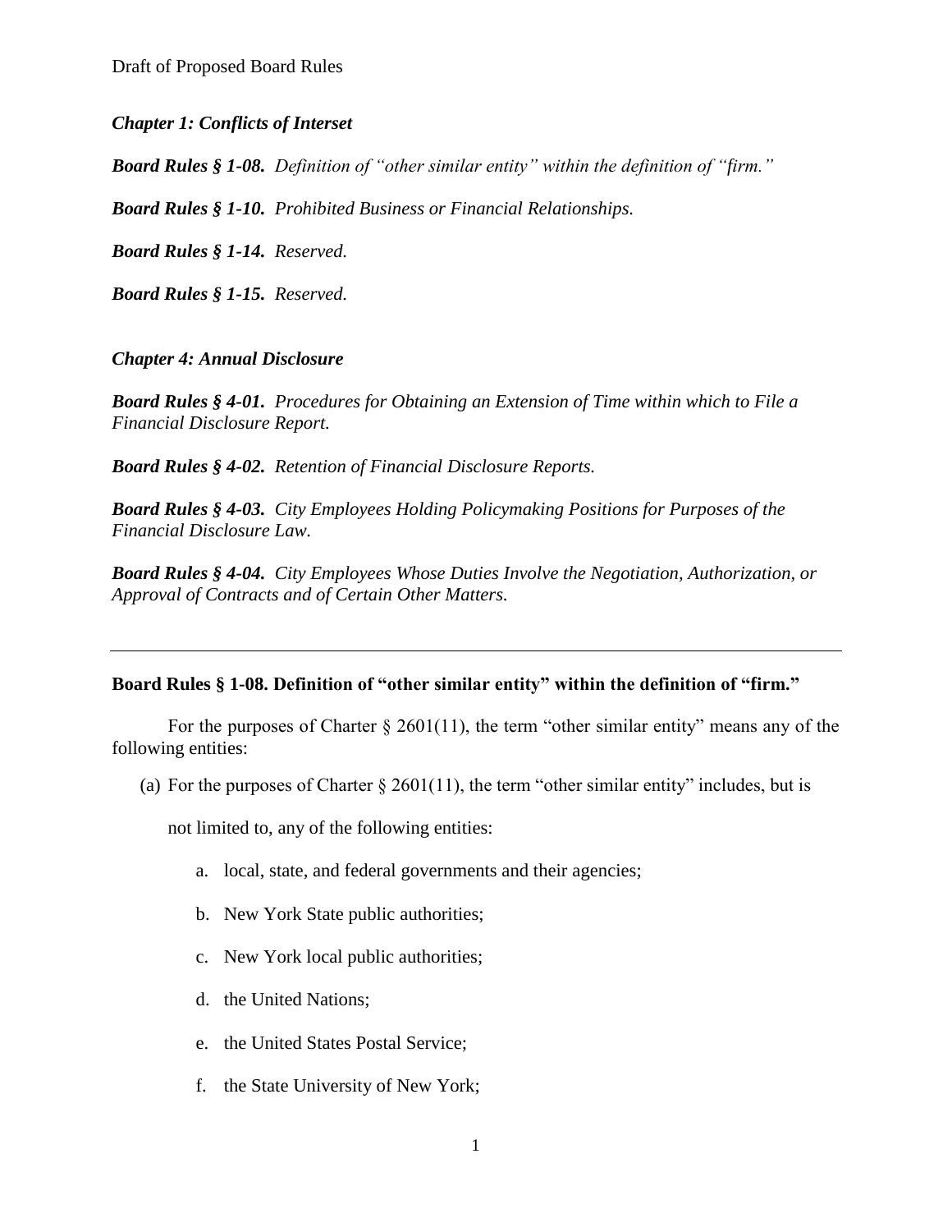Draft of Proposed Board Rules

***Chapter 1: Conflicts of Interset***

***Board Rules § 1-08.*** *Definition of "other similar entity" within the definition of "firm."*

***Board Rules § 1-10.*** *Prohibited Business or Financial Relationships.*

***Board Rules § 1-14.*** *Reserved.*

***Board Rules § 1-15.*** *Reserved.*

***Chapter 4: Annual Disclosure***

***Board Rules § 4-01.*** *Procedures for Obtaining an Extension of Time within which to File a Financial Disclosure Report.*

***Board Rules § 4-02.*** *Retention of Financial Disclosure Reports.*

***Board Rules § 4-03.*** *City Employees Holding Policymaking Positions for Purposes of the Financial Disclosure Law.*

***Board Rules § 4-04.*** *City Employees Whose Duties Involve the Negotiation, Authorization, or Approval of Contracts and of Certain Other Matters.*

---

**Board Rules § 1-08. Definition of "other similar entity" within the definition of "firm."**

For the purposes of Charter § 2601(11), the term "other similar entity" means any of the following entities:

(a) For the purposes of Charter § 2601(11), the term "other similar entity" includes, but is not limited to, any of the following entities:

  a. local, state, and federal governments and their agencies;

  b. New York State public authorities;

  c. New York local public authorities;

  d. the United Nations;

  e. the United States Postal Service;

  f. the State University of New York;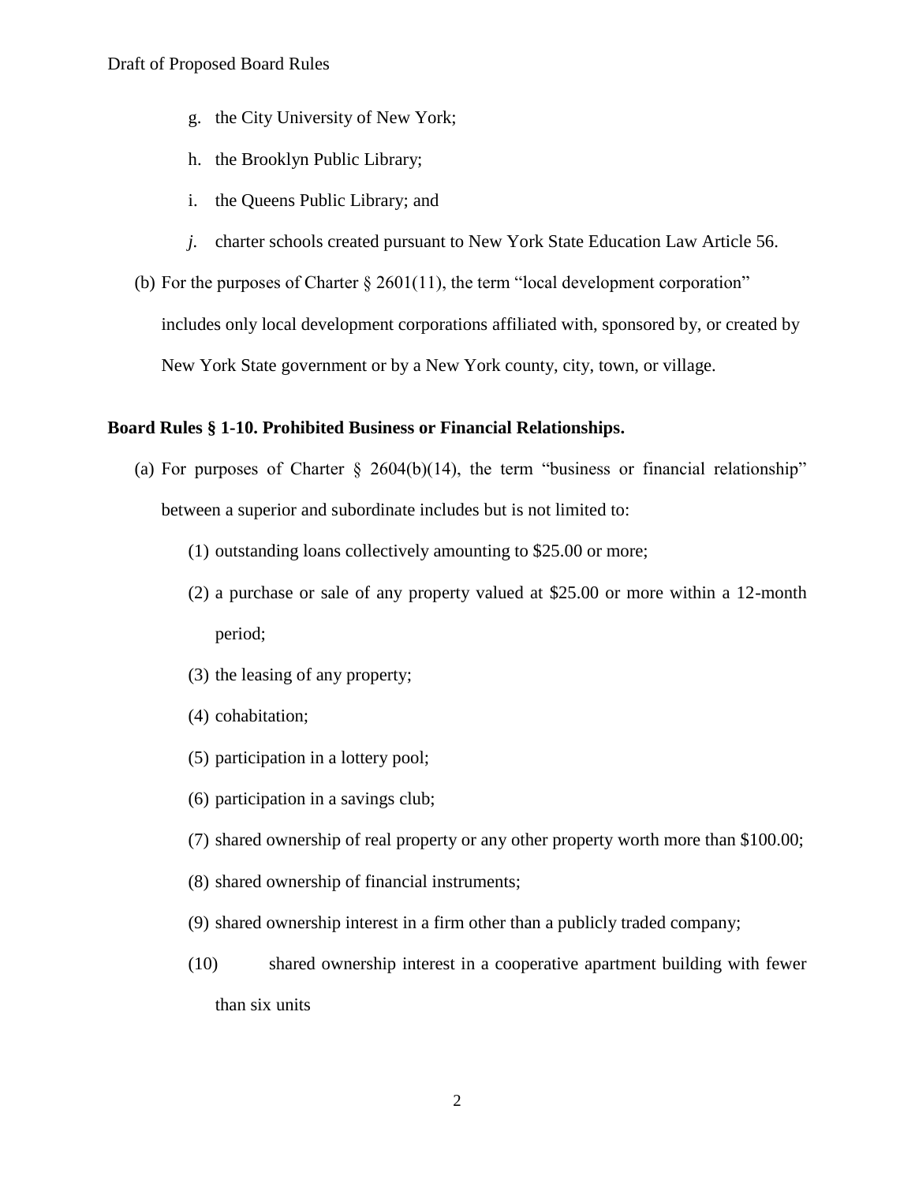g. the City University of New York;

h. the Brooklyn Public Library;

i. the Queens Public Library; and

*j.* charter schools created pursuant to New York State Education Law Article 56.

(b) For the purposes of Charter § 2601(11), the term "local development corporation" includes only local development corporations affiliated with, sponsored by, or created by New York State government or by a New York county, city, town, or village.

**Board Rules § 1-10. Prohibited Business or Financial Relationships.**

(a) For purposes of Charter § 2604(b)(14), the term "business or financial relationship" between a superior and subordinate includes but is not limited to:

(1) outstanding loans collectively amounting to $25.00 or more;

(2) a purchase or sale of any property valued at $25.00 or more within a 12-month period;

(3) the leasing of any property;

(4) cohabitation;

(5) participation in a lottery pool;

(6) participation in a savings club;

(7) shared ownership of real property or any other property worth more than $100.00;

(8) shared ownership of financial instruments;

(9) shared ownership interest in a firm other than a publicly traded company;

(10) shared ownership interest in a cooperative apartment building with fewer than six units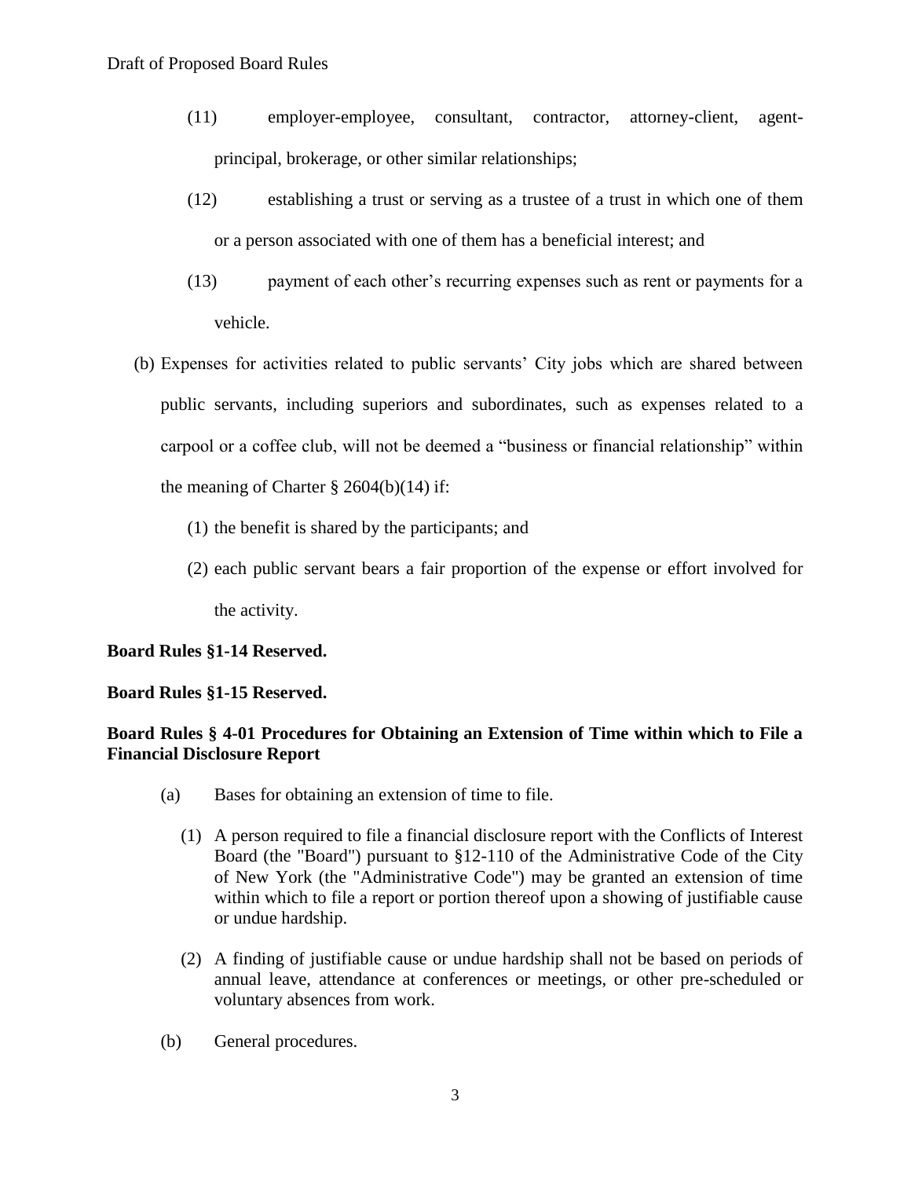(11) employer-employee, consultant, contractor, attorney-client, agent-principal, brokerage, or other similar relationships;

(12) establishing a trust or serving as a trustee of a trust in which one of them or a person associated with one of them has a beneficial interest; and

(13) payment of each other's recurring expenses such as rent or payments for a vehicle.

(b) Expenses for activities related to public servants' City jobs which are shared between public servants, including superiors and subordinates, such as expenses related to a carpool or a coffee club, will not be deemed a "business or financial relationship" within the meaning of Charter § 2604(b)(14) if:

(1) the benefit is shared by the participants; and

(2) each public servant bears a fair proportion of the expense or effort involved for the activity.

**Board Rules §1-14 Reserved.**

**Board Rules §1-15 Reserved.**

**Board Rules § 4-01 Procedures for Obtaining an Extension of Time within which to File a Financial Disclosure Report**

(a) Bases for obtaining an extension of time to file.

(1) A person required to file a financial disclosure report with the Conflicts of Interest Board (the "Board") pursuant to §12-110 of the Administrative Code of the City of New York (the "Administrative Code") may be granted an extension of time within which to file a report or portion thereof upon a showing of justifiable cause or undue hardship.

(2) A finding of justifiable cause or undue hardship shall not be based on periods of annual leave, attendance at conferences or meetings, or other pre-scheduled or voluntary absences from work.

(b) General procedures.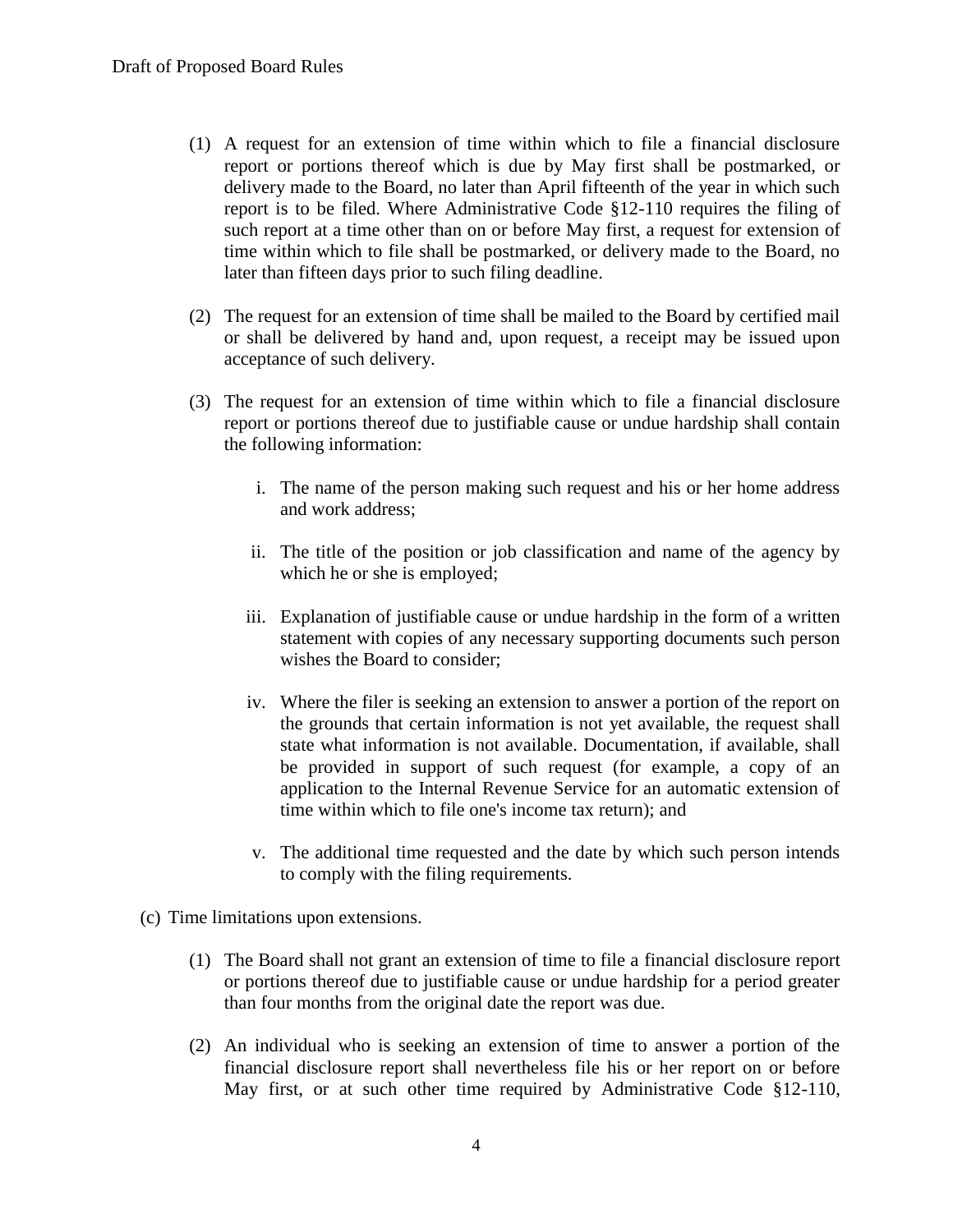(1) A request for an extension of time within which to file a financial disclosure report or portions thereof which is due by May first shall be postmarked, or delivery made to the Board, no later than April fifteenth of the year in which such report is to be filed. Where Administrative Code §12-110 requires the filing of such report at a time other than on or before May first, a request for extension of time within which to file shall be postmarked, or delivery made to the Board, no later than fifteen days prior to such filing deadline.

(2) The request for an extension of time shall be mailed to the Board by certified mail or shall be delivered by hand and, upon request, a receipt may be issued upon acceptance of such delivery.

(3) The request for an extension of time within which to file a financial disclosure report or portions thereof due to justifiable cause or undue hardship shall contain the following information:

   i. The name of the person making such request and his or her home address and work address;

   ii. The title of the position or job classification and name of the agency by which he or she is employed;

   iii. Explanation of justifiable cause or undue hardship in the form of a written statement with copies of any necessary supporting documents such person wishes the Board to consider;

   iv. Where the filer is seeking an extension to answer a portion of the report on the grounds that certain information is not yet available, the request shall state what information is not available. Documentation, if available, shall be provided in support of such request (for example, a copy of an application to the Internal Revenue Service for an automatic extension of time within which to file one's income tax return); and

   v. The additional time requested and the date by which such person intends to comply with the filing requirements.

(c) Time limitations upon extensions.

(1) The Board shall not grant an extension of time to file a financial disclosure report or portions thereof due to justifiable cause or undue hardship for a period greater than four months from the original date the report was due.

(2) An individual who is seeking an extension of time to answer a portion of the financial disclosure report shall nevertheless file his or her report on or before May first, or at such other time required by Administrative Code §12-110,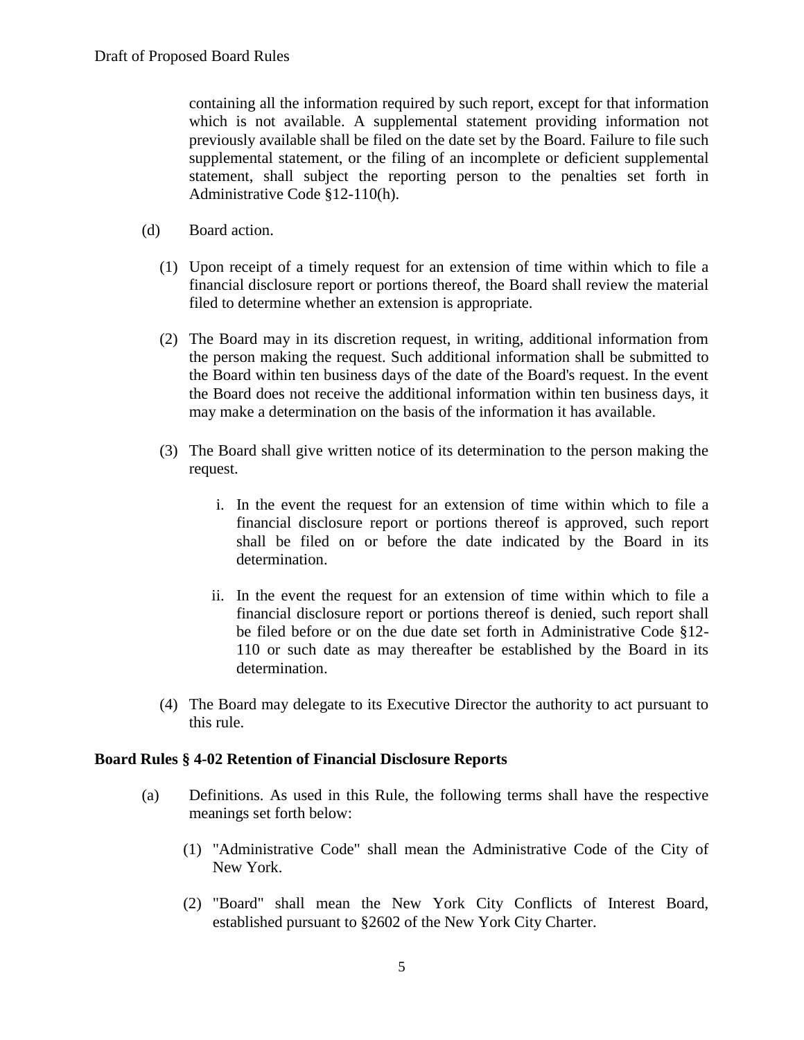containing all the information required by such report, except for that information which is not available. A supplemental statement providing information not previously available shall be filed on the date set by the Board. Failure to file such supplemental statement, or the filing of an incomplete or deficient supplemental statement, shall subject the reporting person to the penalties set forth in Administrative Code §12-110(h).

(d) Board action.

(1) Upon receipt of a timely request for an extension of time within which to file a financial disclosure report or portions thereof, the Board shall review the material filed to determine whether an extension is appropriate.

(2) The Board may in its discretion request, in writing, additional information from the person making the request. Such additional information shall be submitted to the Board within ten business days of the date of the Board's request. In the event the Board does not receive the additional information within ten business days, it may make a determination on the basis of the information it has available.

(3) The Board shall give written notice of its determination to the person making the request.

i. In the event the request for an extension of time within which to file a financial disclosure report or portions thereof is approved, such report shall be filed on or before the date indicated by the Board in its determination.

ii. In the event the request for an extension of time within which to file a financial disclosure report or portions thereof is denied, such report shall be filed before or on the due date set forth in Administrative Code §12-110 or such date as may thereafter be established by the Board in its determination.

(4) The Board may delegate to its Executive Director the authority to act pursuant to this rule.

**Board Rules § 4-02 Retention of Financial Disclosure Reports**

(a) Definitions. As used in this Rule, the following terms shall have the respective meanings set forth below:

(1) "Administrative Code" shall mean the Administrative Code of the City of New York.

(2) "Board" shall mean the New York City Conflicts of Interest Board, established pursuant to §2602 of the New York City Charter.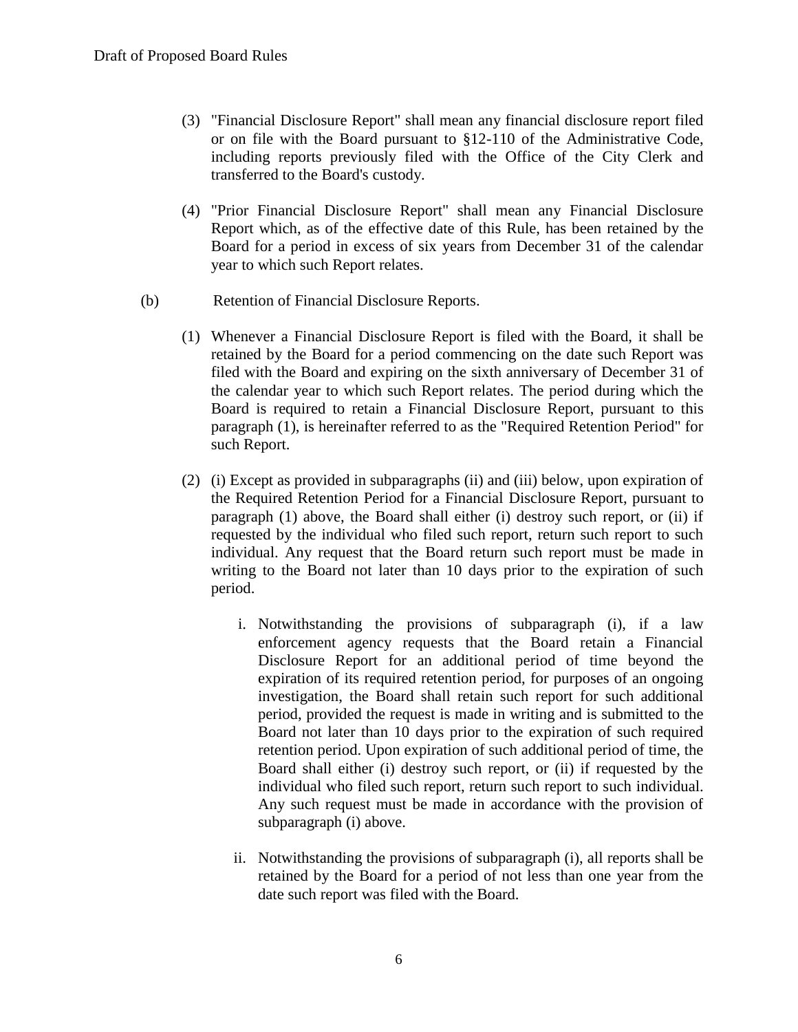(3) "Financial Disclosure Report" shall mean any financial disclosure report filed or on file with the Board pursuant to §12-110 of the Administrative Code, including reports previously filed with the Office of the City Clerk and transferred to the Board's custody.

(4) "Prior Financial Disclosure Report" shall mean any Financial Disclosure Report which, as of the effective date of this Rule, has been retained by the Board for a period in excess of six years from December 31 of the calendar year to which such Report relates.

(b) Retention of Financial Disclosure Reports.

(1) Whenever a Financial Disclosure Report is filed with the Board, it shall be retained by the Board for a period commencing on the date such Report was filed with the Board and expiring on the sixth anniversary of December 31 of the calendar year to which such Report relates. The period during which the Board is required to retain a Financial Disclosure Report, pursuant to this paragraph (1), is hereinafter referred to as the "Required Retention Period" for such Report.

(2) (i) Except as provided in subparagraphs (ii) and (iii) below, upon expiration of the Required Retention Period for a Financial Disclosure Report, pursuant to paragraph (1) above, the Board shall either (i) destroy such report, or (ii) if requested by the individual who filed such report, return such report to such individual. Any request that the Board return such report must be made in writing to the Board not later than 10 days prior to the expiration of such period.

i. Notwithstanding the provisions of subparagraph (i), if a law enforcement agency requests that the Board retain a Financial Disclosure Report for an additional period of time beyond the expiration of its required retention period, for purposes of an ongoing investigation, the Board shall retain such report for such additional period, provided the request is made in writing and is submitted to the Board not later than 10 days prior to the expiration of such required retention period. Upon expiration of such additional period of time, the Board shall either (i) destroy such report, or (ii) if requested by the individual who filed such report, return such report to such individual. Any such request must be made in accordance with the provision of subparagraph (i) above.

ii. Notwithstanding the provisions of subparagraph (i), all reports shall be retained by the Board for a period of not less than one year from the date such report was filed with the Board.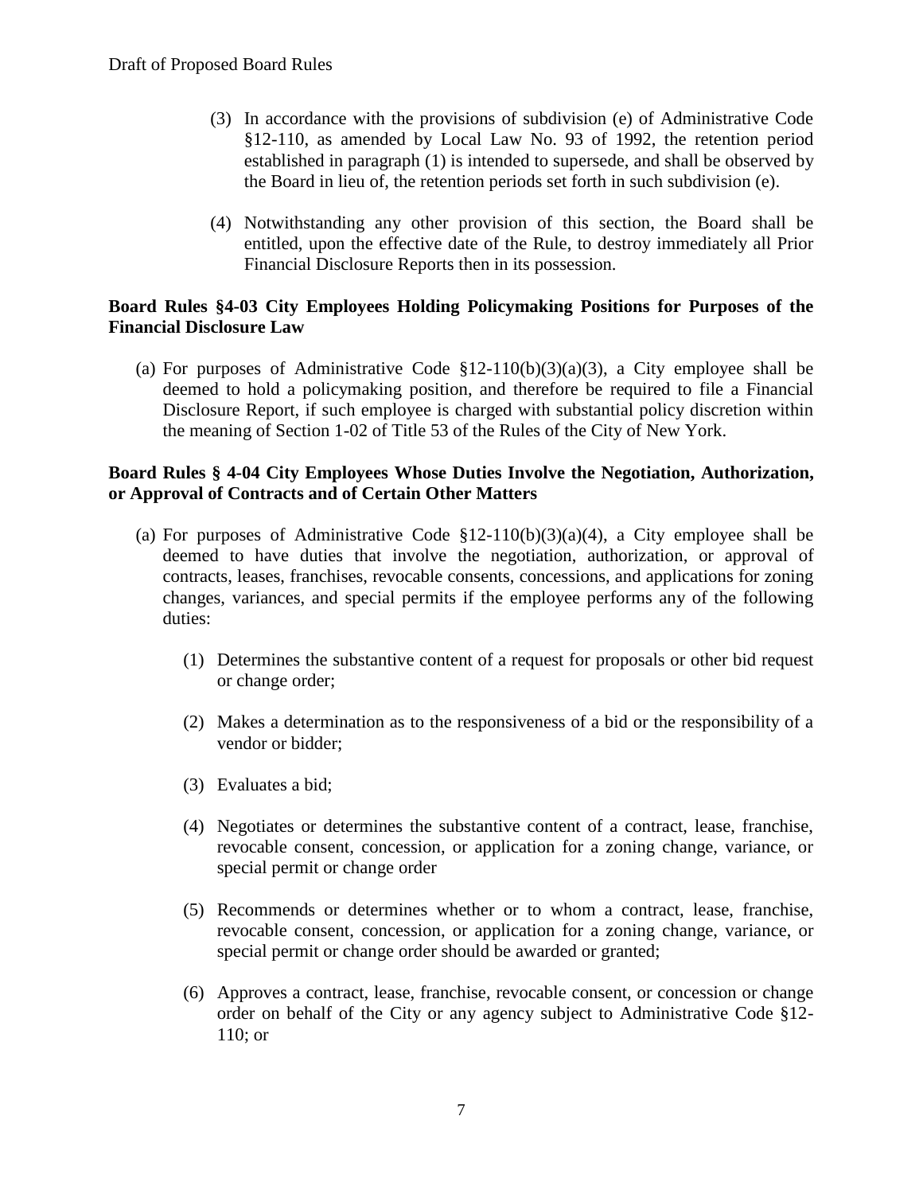(3) In accordance with the provisions of subdivision (e) of Administrative Code §12-110, as amended by Local Law No. 93 of 1992, the retention period established in paragraph (1) is intended to supersede, and shall be observed by the Board in lieu of, the retention periods set forth in such subdivision (e).

(4) Notwithstanding any other provision of this section, the Board shall be entitled, upon the effective date of the Rule, to destroy immediately all Prior Financial Disclosure Reports then in its possession.

**Board Rules §4-03 City Employees Holding Policymaking Positions for Purposes of the Financial Disclosure Law**

(a) For purposes of Administrative Code §12-110(b)(3)(a)(3), a City employee shall be deemed to hold a policymaking position, and therefore be required to file a Financial Disclosure Report, if such employee is charged with substantial policy discretion within the meaning of Section 1-02 of Title 53 of the Rules of the City of New York.

**Board Rules § 4-04 City Employees Whose Duties Involve the Negotiation, Authorization, or Approval of Contracts and of Certain Other Matters**

(a) For purposes of Administrative Code §12-110(b)(3)(a)(4), a City employee shall be deemed to have duties that involve the negotiation, authorization, or approval of contracts, leases, franchises, revocable consents, concessions, and applications for zoning changes, variances, and special permits if the employee performs any of the following duties:

   (1) Determines the substantive content of a request for proposals or other bid request or change order;

   (2) Makes a determination as to the responsiveness of a bid or the responsibility of a vendor or bidder;

   (3) Evaluates a bid;

   (4) Negotiates or determines the substantive content of a contract, lease, franchise, revocable consent, concession, or application for a zoning change, variance, or special permit or change order

   (5) Recommends or determines whether or to whom a contract, lease, franchise, revocable consent, concession, or application for a zoning change, variance, or special permit or change order should be awarded or granted;

   (6) Approves a contract, lease, franchise, revocable consent, or concession or change order on behalf of the City or any agency subject to Administrative Code §12-110; or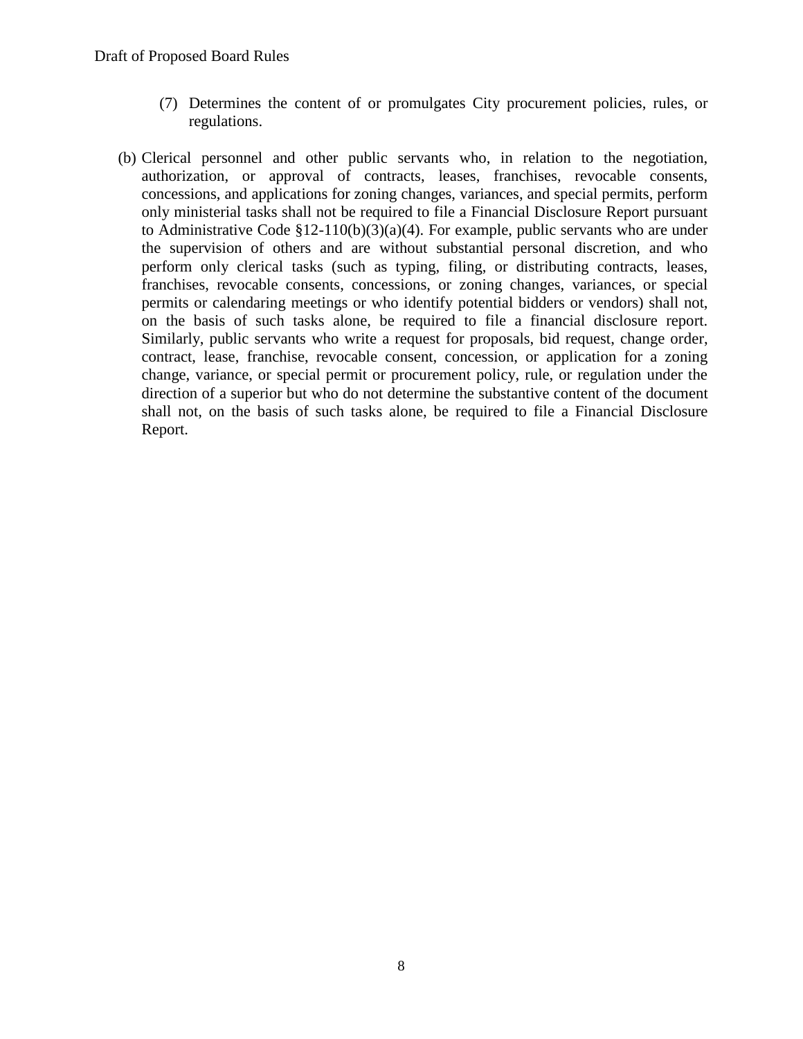(7) Determines the content of or promulgates City procurement policies, rules, or regulations.

(b) Clerical personnel and other public servants who, in relation to the negotiation, authorization, or approval of contracts, leases, franchises, revocable consents, concessions, and applications for zoning changes, variances, and special permits, perform only ministerial tasks shall not be required to file a Financial Disclosure Report pursuant to Administrative Code §12-110(b)(3)(a)(4). For example, public servants who are under the supervision of others and are without substantial personal discretion, and who perform only clerical tasks (such as typing, filing, or distributing contracts, leases, franchises, revocable consents, concessions, or zoning changes, variances, or special permits or calendaring meetings or who identify potential bidders or vendors) shall not, on the basis of such tasks alone, be required to file a financial disclosure report. Similarly, public servants who write a request for proposals, bid request, change order, contract, lease, franchise, revocable consent, concession, or application for a zoning change, variance, or special permit or procurement policy, rule, or regulation under the direction of a superior but who do not determine the substantive content of the document shall not, on the basis of such tasks alone, be required to file a Financial Disclosure Report.